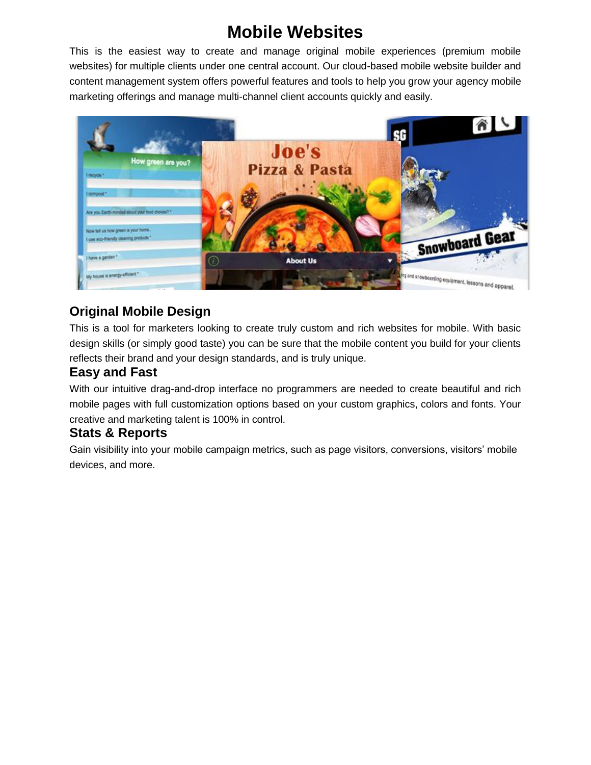# Mobile Websites

This is the easiest way to create and manage original mobile experiences (premium mobile websites) for multiple clients under one central account. Our cloud-based mobile website builder and content management system offers powerful features and tools to help you grow your agency mobile marketing offerings and manage multi-channel client accounts quickly and easily.

## Original Mobile Design

This is a tool for marketers looking to create truly custom and rich websites for mobile. With basic design skills (or simply good taste) you can be sure that the mobile content you build for your clients reflects their brand and your design standards, and is truly unique.

## Easy and Fast

With our intuitive drag-and-drop interface no programmers are needed to create beautiful and rich mobile pages with full customization options based on your custom graphics, colors and fonts. Your creative and marketing talent is 100% in control.

## Stats & Reports

Gain visibility into your mobile campaign metrics, such as page visitors, conversions, visitors' mobile devices, and more.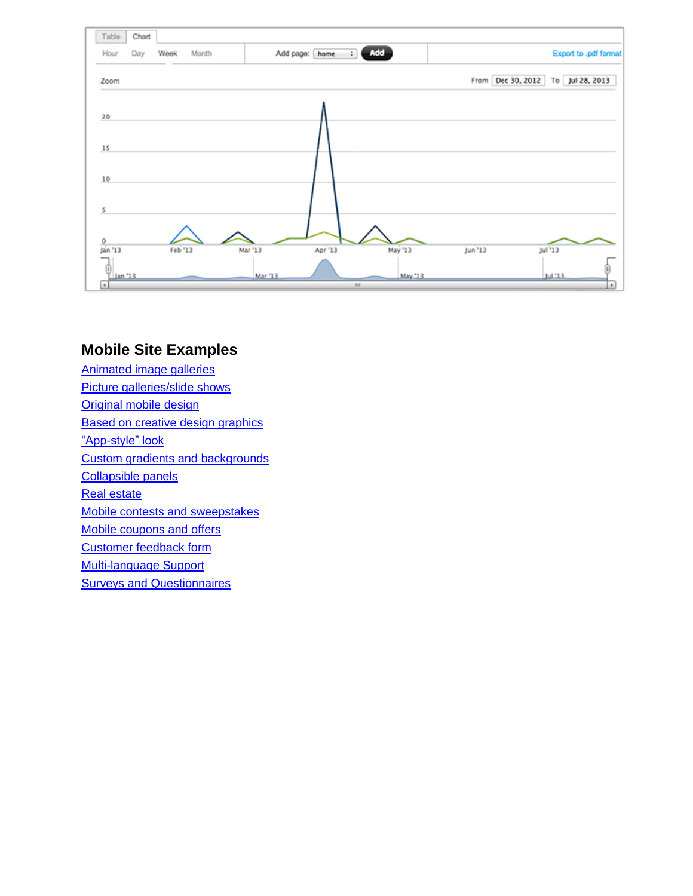Table Chart
Hour Day Week Month
Add page: home Add
Export to .pdf format
Zoom
From Dec 30, 2012 To Jul 28, 2013
20
15
10
5
0
Jan '13 Feb '13 Mar '13 Apr '13 May '13 Jun '13 Jul '13
Jan '13 Mar '13 May '13 Jul '13

## Mobile Site Examples

Animated image galleries
Picture galleries/slide shows
Original mobile design
Based on creative design graphics
"App-style" look
Custom gradients and backgrounds
Collapsible panels
Real estate
Mobile contests and sweepstakes
Mobile coupons and offers
Customer feedback form
Multi-language Support
Surveys and Questionnaires